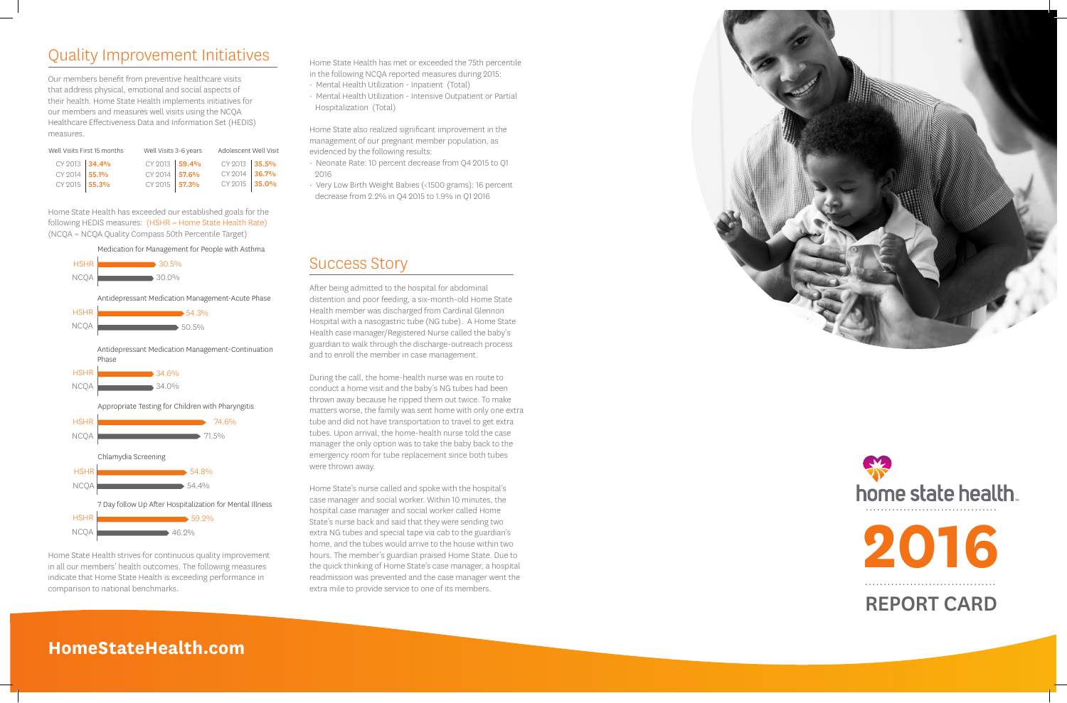## Quality Improvement Initiatives

Our members benefit from preventive healthcare visits that address physical, emotional and social aspects of their health. Home State Health implements initiatives for our members and measures well visits using the NCQA Healthcare Effectiveness Data and Information Set (HEDIS) measures.

| Well Visits First 15 months | | Well Visits 3-6 years | | Adolescent Well Visit | |
|---|---|---|---|---|---|
| CY 2013 | **34.4%** | CY 2013 | **59.4%** | CY 2013 | **35.5%** |
| CY 2014 | **55.1%** | CY 2014 | **57.6%** | CY 2014 | **36.7%** |
| CY 2015 | **55.3%** | CY 2015 | **57.3%** | CY 2015 | **35.0%** |

Home State Health has exceeded our established goals for the following HEDIS measures: (HSHR = Home State Health Rate) (NCQA = NCQA Quality Compass 50th Percentile Target)

| Measure | HSHR | NCQA |
|---|---|---|
| Medication for Management for People with Asthma | 30.5% | 30.0% |
| Antidepressant Medication Management-Acute Phase | 54.3% | 50.5% |
| Antidepressant Medication Management-Continuation Phase | 34.6% | 34.0% |
| Appropriate Testing for Children with Pharyngitis | 74.6% | 71.5% |
| Chlamydia Screening | 54.8% | 54.4% |
| 7 Day follow Up After Hospitalization for Mental Illness | 59.2% | 46.2% |

Home State Health strives for continuous quality improvement in all our members' health outcomes. The following measures indicate that Home State Health is exceeding performance in comparison to national benchmarks.

Home State Health has met or exceeded the 75th percentile in the following NCQA reported measures during 2015:

- Mental Health Utilization - Inpatient (Total)
- Mental Health Utilization - Intensive Outpatient or Partial Hospitalization (Total)

Home State also realized significant improvement in the management of our pregnant member population, as evidenced by the following results:

- Neonate Rate: 10 percent decrease from Q4 2015 to Q1 2016
- Very Low Birth Weight Babies (<1500 grams): 16 percent decrease from 2.2% in Q4 2015 to 1.9% in Q1 2016

## Success Story

After being admitted to the hospital for abdominal distention and poor feeding, a six-month-old Home State Health member was discharged from Cardinal Glennon Hospital with a nasogastric tube (NG tube). A Home State Health case manager/Registered Nurse called the baby's guardian to walk through the discharge-outreach process and to enroll the member in case management.

During the call, the home-health nurse was en route to conduct a home visit and the baby's NG tubes had been thrown away because he ripped them out twice. To make matters worse, the family was sent home with only one extra tube and did not have transportation to travel to get extra tubes. Upon arrival, the home-health nurse told the case manager the only option was to take the baby back to the emergency room for tube replacement since both tubes were thrown away.

Home State's nurse called and spoke with the hospital's case manager and social worker. Within 10 minutes, the hospital case manager and social worker called Home State's nurse back and said that they were sending two extra NG tubes and special tape via cab to the guardian's home, and the tubes would arrive to the house within two hours. The member's guardian praised Home State. Due to the quick thinking of Home State's case manager, a hospital readmission was prevented and the case manager went the extra mile to provide service to one of its members.

home state health

# 2016

# REPORT CARD

**HomeStateHealth.com**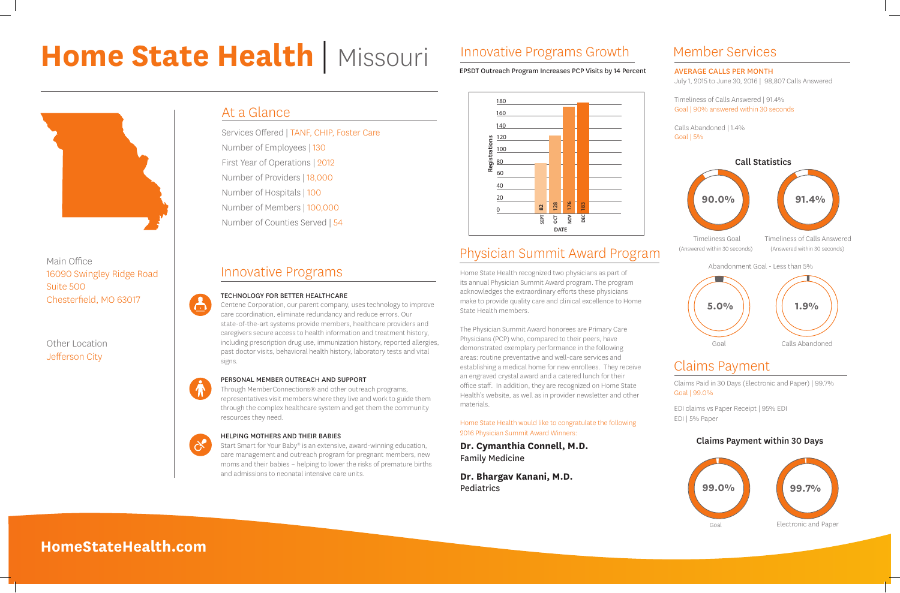# Home State Health | Missouri

Main Office
16090 Swingley Ridge Road
Suite 500
Chesterfield, MO 63017

Other Location
Jefferson City

## At a Glance

Services Offered | TANF, CHIP, Foster Care
Number of Employees | 130
First Year of Operations | 2012
Number of Providers | 18,000
Number of Hospitals | 100
Number of Members | 100,000
Number of Counties Served | 54

## Innovative Programs

**TECHNOLOGY FOR BETTER HEALTHCARE**

Centene Corporation, our parent company, uses technology to improve care coordination, eliminate redundancy and reduce errors. Our state-of-the-art systems provide members, healthcare providers and caregivers secure access to health information and treatment history, including prescription drug use, immunization history, reported allergies, past doctor visits, behavioral health history, laboratory tests and vital signs.

**PERSONAL MEMBER OUTREACH AND SUPPORT**

Through MemberConnections® and other outreach programs, representatives visit members where they live and work to guide them through the complex healthcare system and get them the community resources they need.

**HELPING MOTHERS AND THEIR BABIES**

Start Smart for Your Baby® is an extensive, award-winning education, care management and outreach program for pregnant members, new moms and their babies – helping to lower the risks of premature births and admissions to neonatal intensive care units.

## Innovative Programs Growth

EPSDT Outreach Program Increases PCP Visits by 14 Percent

Registrations
180
160
140
120
100
80
60
40
20
0
SEPT 82
OCT 128
NOV 176
DEC 183
DATE

## Physician Summit Award Program

Home State Health recognized two physicians as part of its annual Physician Summit Award program. The program acknowledges the extraordinary efforts these physicians make to provide quality care and clinical excellence to Home State Health members.

The Physician Summit Award honorees are Primary Care Physicians (PCP) who, compared to their peers, have demonstrated exemplary performance in the following areas: routine preventative and well-care services and establishing a medical home for new enrollees. They receive an engraved crystal award and a catered lunch for their office staff. In addition, they are recognized on Home State Health's website, as well as in provider newsletter and other materials.

Home State Health would like to congratulate the following 2016 Physician Summit Award Winners:

**Dr. Cymanthia Connell, M.D.**
Family Medicine

**Dr. Bhargav Kanani, M.D.**
Pediatrics

## Member Services

AVERAGE CALLS PER MONTH
July 1, 2015 to June 30, 2016 | 98,807 Calls Answered

Timeliness of Calls Answered | 91.4%
Goal | 90% answered within 30 seconds

Calls Abandoned | 1.4%
Goal | 5%

**Call Statistics**

90.0%
Timeliness Goal
(Answered within 30 seconds)

91.4%
Timeliness of Calls Answered
(Answered within 30 seconds)

Abandonment Goal - Less than 5%

5.0%
Goal

1.9%
Calls Abandoned

## Claims Payment

Claims Paid in 30 Days (Electronic and Paper) | 99.7%
Goal | 99.0%

EDI claims vs Paper Receipt | 95% EDI
EDI | 5% Paper

**Claims Payment within 30 Days**

99.0%
Goal

99.7%
Electronic and Paper

**HomeStateHealth.com**